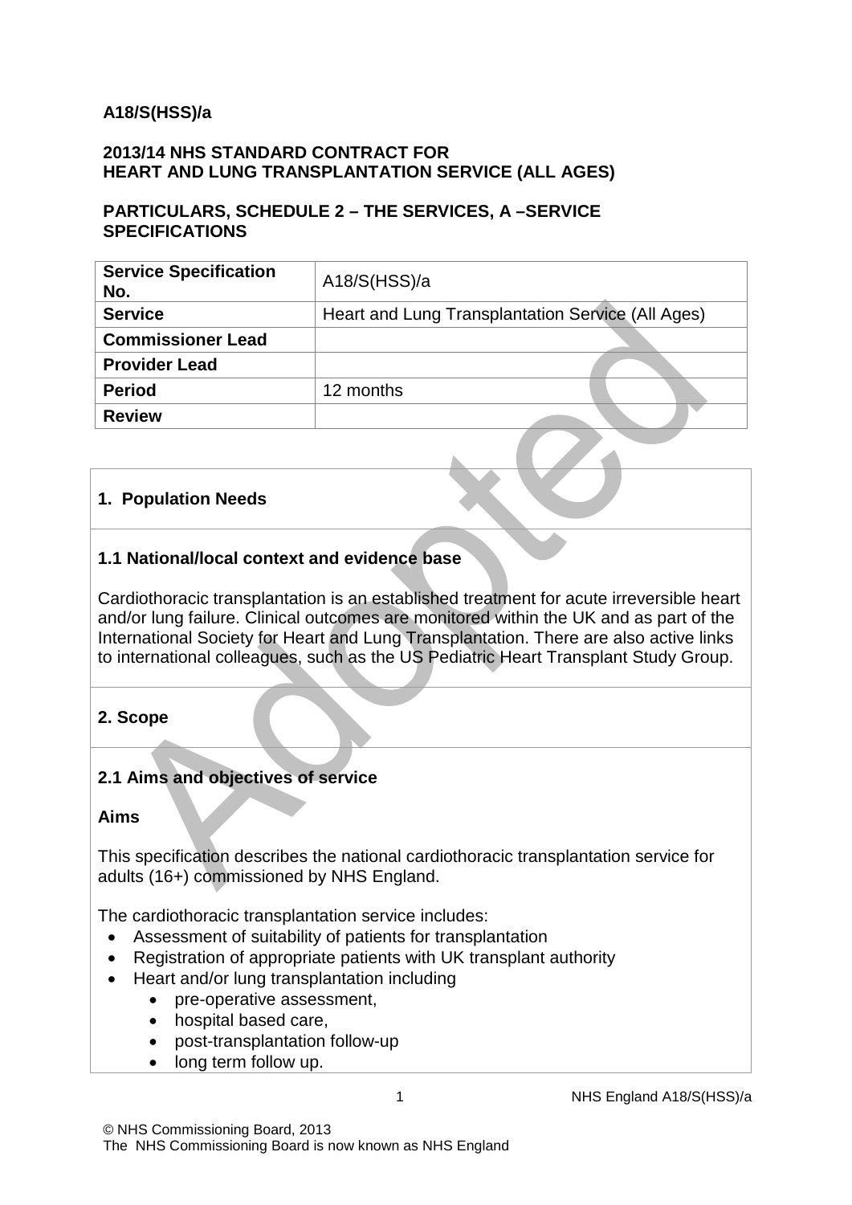**A18/S(HSS)/a**

**2013/14 NHS STANDARD CONTRACT FOR HEART AND LUNG TRANSPLANTATION SERVICE (ALL AGES)**

**PARTICULARS, SCHEDULE 2 – THE SERVICES, A –SERVICE SPECIFICATIONS**

| **Service Specification No.** | A18/S(HSS)/a |
|---|---|
| **Service** | Heart and Lung Transplantation Service (All Ages) |
| **Commissioner Lead** | |
| **Provider Lead** | |
| **Period** | 12 months |
| **Review** | |

## 1. Population Needs

### 1.1 National/local context and evidence base

Cardiothoracic transplantation is an established treatment for acute irreversible heart and/or lung failure. Clinical outcomes are monitored within the UK and as part of the International Society for Heart and Lung Transplantation. There are also active links to international colleagues, such as the US Pediatric Heart Transplant Study Group.

## 2. Scope

### 2.1 Aims and objectives of service

**Aims**

This specification describes the national cardiothoracic transplantation service for adults (16+) commissioned by NHS England.

The cardiothoracic transplantation service includes:

- Assessment of suitability of patients for transplantation
- Registration of appropriate patients with UK transplant authority
- Heart and/or lung transplantation including
    - pre-operative assessment,
    - hospital based care,
    - post-transplantation follow-up
    - long term follow up.

© NHS Commissioning Board, 2013
The NHS Commissioning Board is now known as NHS England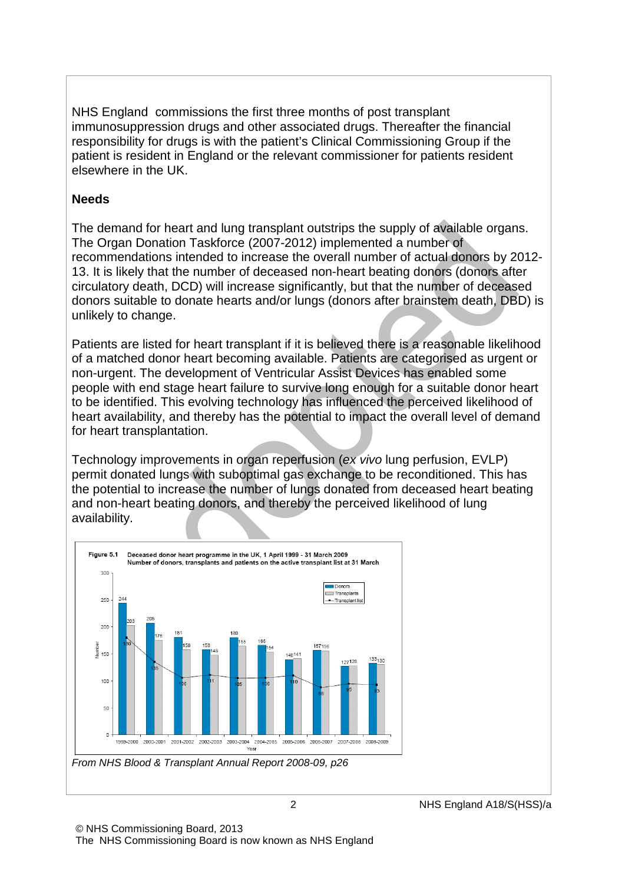NHS England commissions the first three months of post transplant immunosuppression drugs and other associated drugs. Thereafter the financial responsibility for drugs is with the patient's Clinical Commissioning Group if the patient is resident in England or the relevant commissioner for patients resident elsewhere in the UK.

**Needs**

The demand for heart and lung transplant outstrips the supply of available organs. The Organ Donation Taskforce (2007-2012) implemented a number of recommendations intended to increase the overall number of actual donors by 2012-13. It is likely that the number of deceased non-heart beating donors (donors after circulatory death, DCD) will increase significantly, but that the number of deceased donors suitable to donate hearts and/or lungs (donors after brainstem death, DBD) is unlikely to change.

Patients are listed for heart transplant if it is believed there is a reasonable likelihood of a matched donor heart becoming available. Patients are categorised as urgent or non-urgent. The development of Ventricular Assist Devices has enabled some people with end stage heart failure to survive long enough for a suitable donor heart to be identified. This evolving technology has influenced the perceived likelihood of heart availability, and thereby has the potential to impact the overall level of demand for heart transplantation.

Technology improvements in organ reperfusion (*ex vivo* lung perfusion, EVLP) permit donated lungs with suboptimal gas exchange to be reconditioned. This has the potential to increase the number of lungs donated from deceased heart beating and non-heart beating donors, and thereby the perceived likelihood of lung availability.

**Figure 5.1** Deceased donor heart programme in the UK, 1 April 1999 - 31 March 2009
Number of donors, transplants and patients on the active transplant list at 31 March

| Year | Donors | Transplants | Transplant list |
|---|---|---|---|
| 1999-2000 | 244 | 203 | 180 |
| 2000-2001 | 208 | 176 | 135 |
| 2001-2002 | 181 | 158 | 106 |
| 2002-2003 | 158 | 148 | 111 |
| 2003-2004 | 180 | 165 | 105 |
| 2004-2005 | 166 | 154 | 106 |
| 2005-2006 | 140 | 141 | 110 |
| 2006-2007 | 157 | 156 | 88 |
| 2007-2008 | 127 | 128 | 95 |
| 2008-2009 | 133 | 130 | 93 |

*From NHS Blood & Transplant Annual Report 2008-09, p26*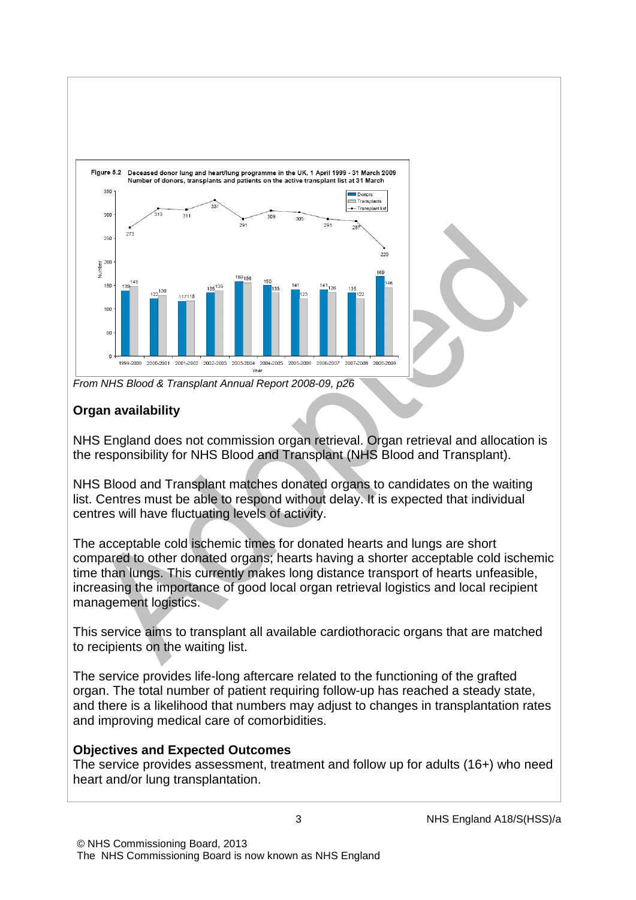Figure 5.2 Deceased donor lung and heart/lung programme in the UK, 1 April 1999 - 31 March 2009
Number of donors, transplants and patients on the active transplant list at 31 March

| Year | Donors | Transplants | Transplant list |
|---|---|---|---|
| 1999-2000 | 139 | 149 | 273 |
| 2000-2001 | 122 | 130 | 313 |
| 2001-2002 | 117 | 118 | 311 |
| 2002-2003 | 135 | 139 | 331 |
| 2003-2004 | 159 | 156 | 291 |
| 2004-2005 | 150 | 135 | 309 |
| 2005-2006 | 141 | 123 | 305 |
| 2006-2007 | 141 | 136 | 291 |
| 2007-2008 | 135 | 122 | 287 |
| 2008-2009 | 169 | 146 | 229 |

*From NHS Blood & Transplant Annual Report 2008-09, p26*

**Organ availability**

NHS England does not commission organ retrieval. Organ retrieval and allocation is the responsibility for NHS Blood and Transplant (NHS Blood and Transplant).

NHS Blood and Transplant matches donated organs to candidates on the waiting list. Centres must be able to respond without delay. It is expected that individual centres will have fluctuating levels of activity.

The acceptable cold ischemic times for donated hearts and lungs are short compared to other donated organs; hearts having a shorter acceptable cold ischemic time than lungs. This currently makes long distance transport of hearts unfeasible, increasing the importance of good local organ retrieval logistics and local recipient management logistics.

This service aims to transplant all available cardiothoracic organs that are matched to recipients on the waiting list.

The service provides life-long aftercare related to the functioning of the grafted organ. The total number of patient requiring follow-up has reached a steady state, and there is a likelihood that numbers may adjust to changes in transplantation rates and improving medical care of comorbidities.

**Objectives and Expected Outcomes**

The service provides assessment, treatment and follow up for adults (16+) who need heart and/or lung transplantation.

NHS England A18/S(HSS)/a

© NHS Commissioning Board, 2013
The NHS Commissioning Board is now known as NHS England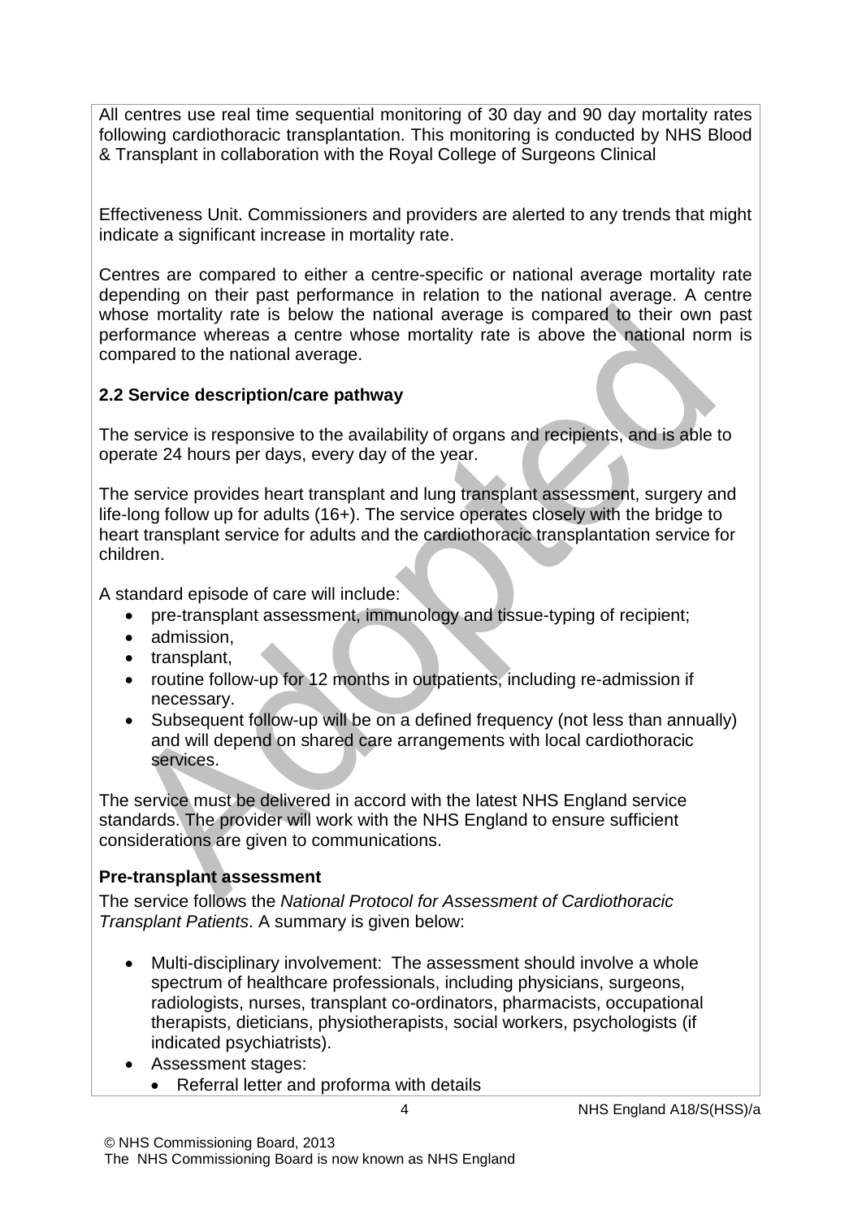All centres use real time sequential monitoring of 30 day and 90 day mortality rates following cardiothoracic transplantation. This monitoring is conducted by NHS Blood & Transplant in collaboration with the Royal College of Surgeons Clinical

Effectiveness Unit. Commissioners and providers are alerted to any trends that might indicate a significant increase in mortality rate.

Centres are compared to either a centre-specific or national average mortality rate depending on their past performance in relation to the national average. A centre whose mortality rate is below the national average is compared to their own past performance whereas a centre whose mortality rate is above the national norm is compared to the national average.

## 2.2 Service description/care pathway

The service is responsive to the availability of organs and recipients, and is able to operate 24 hours per days, every day of the year.

The service provides heart transplant and lung transplant assessment, surgery and life-long follow up for adults (16+). The service operates closely with the bridge to heart transplant service for adults and the cardiothoracic transplantation service for children.

A standard episode of care will include:

- pre-transplant assessment, immunology and tissue-typing of recipient;
- admission,
- transplant,
- routine follow-up for 12 months in outpatients, including re-admission if necessary.
- Subsequent follow-up will be on a defined frequency (not less than annually) and will depend on shared care arrangements with local cardiothoracic services.

The service must be delivered in accord with the latest NHS England service standards. The provider will work with the NHS England to ensure sufficient considerations are given to communications.

### Pre-transplant assessment

The service follows the *National Protocol for Assessment of Cardiothoracic Transplant Patients*. A summary is given below:

- Multi-disciplinary involvement: The assessment should involve a whole spectrum of healthcare professionals, including physicians, surgeons, radiologists, nurses, transplant co-ordinators, pharmacists, occupational therapists, dieticians, physiotherapists, social workers, psychologists (if indicated psychiatrists).
- Assessment stages:
    - Referral letter and proforma with details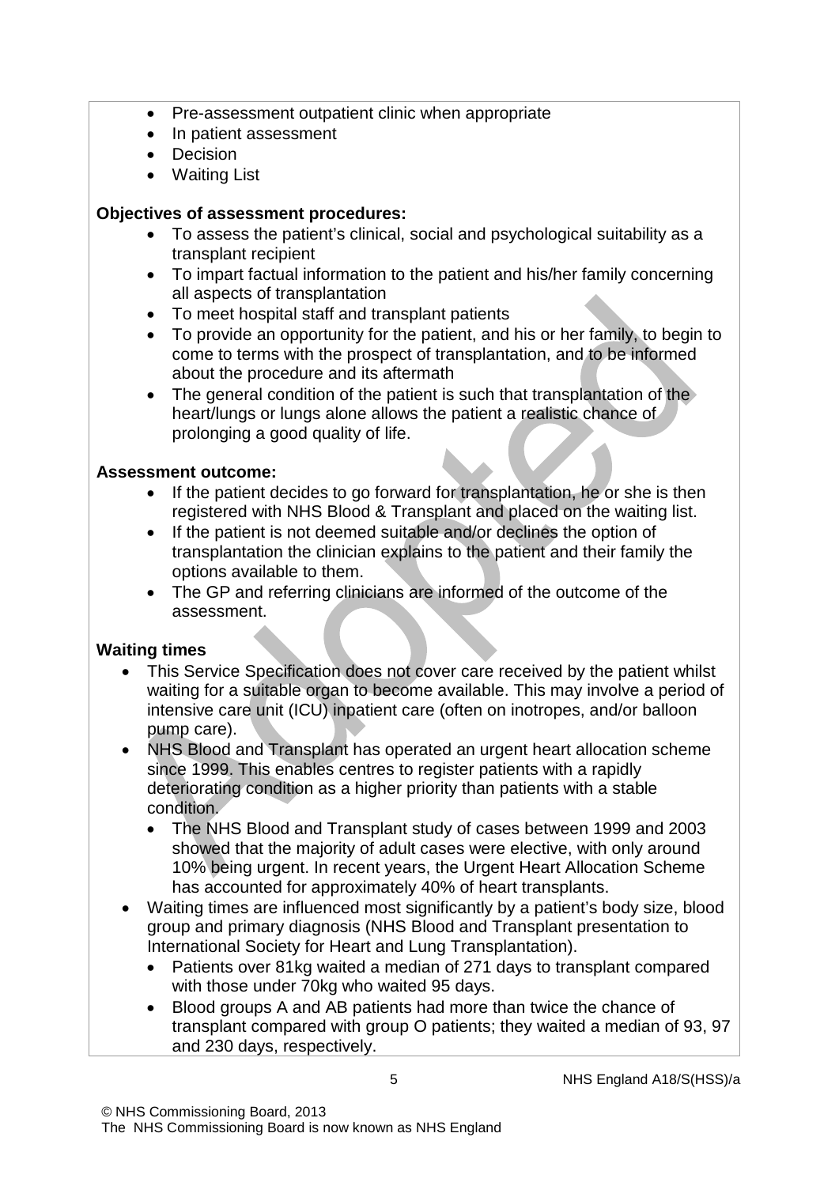- Pre-assessment outpatient clinic when appropriate
- In patient assessment
- Decision
- Waiting List

**Objectives of assessment procedures:**

- To assess the patient's clinical, social and psychological suitability as a transplant recipient
- To impart factual information to the patient and his/her family concerning all aspects of transplantation
- To meet hospital staff and transplant patients
- To provide an opportunity for the patient, and his or her family, to begin to come to terms with the prospect of transplantation, and to be informed about the procedure and its aftermath
- The general condition of the patient is such that transplantation of the heart/lungs or lungs alone allows the patient a realistic chance of prolonging a good quality of life.

**Assessment outcome:**

- If the patient decides to go forward for transplantation, he or she is then registered with NHS Blood & Transplant and placed on the waiting list.
- If the patient is not deemed suitable and/or declines the option of transplantation the clinician explains to the patient and their family the options available to them.
- The GP and referring clinicians are informed of the outcome of the assessment.

**Waiting times**

- This Service Specification does not cover care received by the patient whilst waiting for a suitable organ to become available. This may involve a period of intensive care unit (ICU) inpatient care (often on inotropes, and/or balloon pump care).
- NHS Blood and Transplant has operated an urgent heart allocation scheme since 1999. This enables centres to register patients with a rapidly deteriorating condition as a higher priority than patients with a stable condition.
  - The NHS Blood and Transplant study of cases between 1999 and 2003 showed that the majority of adult cases were elective, with only around 10% being urgent. In recent years, the Urgent Heart Allocation Scheme has accounted for approximately 40% of heart transplants.
- Waiting times are influenced most significantly by a patient's body size, blood group and primary diagnosis (NHS Blood and Transplant presentation to International Society for Heart and Lung Transplantation).
  - Patients over 81kg waited a median of 271 days to transplant compared with those under 70kg who waited 95 days.
  - Blood groups A and AB patients had more than twice the chance of transplant compared with group O patients; they waited a median of 93, 97 and 230 days, respectively.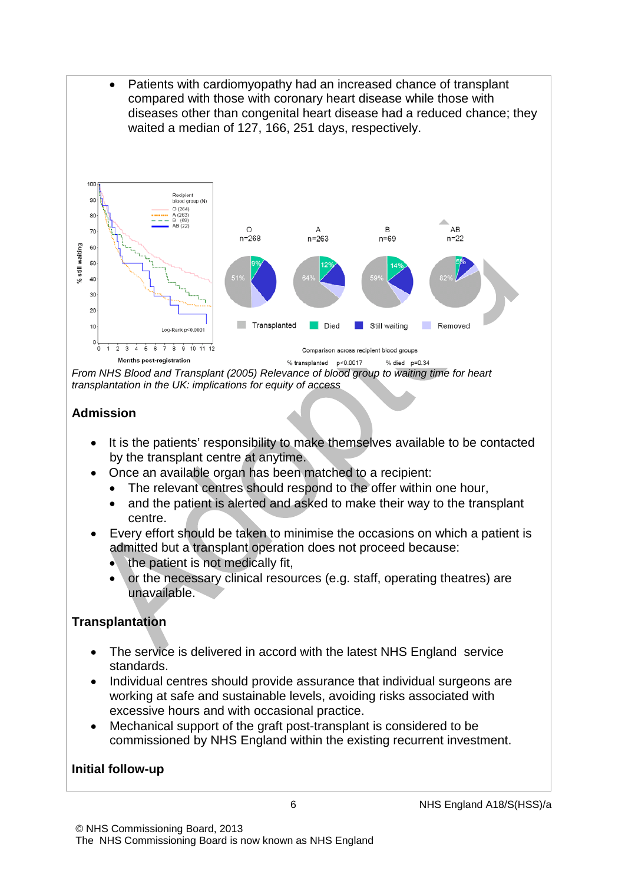- Patients with cardiomyopathy had an increased chance of transplant compared with those with coronary heart disease while those with diseases other than congenital heart disease had a reduced chance; they waited a median of 127, 166, 251 days, respectively.

*From NHS Blood and Transplant (2005) Relevance of blood group to waiting time for heart transplantation in the UK: implications for equity of access*

**Admission**

- It is the patients' responsibility to make themselves available to be contacted by the transplant centre at anytime.
- Once an available organ has been matched to a recipient:
  - The relevant centres should respond to the offer within one hour,
  - and the patient is alerted and asked to make their way to the transplant centre.
- Every effort should be taken to minimise the occasions on which a patient is admitted but a transplant operation does not proceed because:
  - the patient is not medically fit,
  - or the necessary clinical resources (e.g. staff, operating theatres) are unavailable.

**Transplantation**

- The service is delivered in accord with the latest NHS England service standards.
- Individual centres should provide assurance that individual surgeons are working at safe and sustainable levels, avoiding risks associated with excessive hours and with occasional practice.
- Mechanical support of the graft post-transplant is considered to be commissioned by NHS England within the existing recurrent investment.

**Initial follow-up**

© NHS Commissioning Board, 2013
The NHS Commissioning Board is now known as NHS England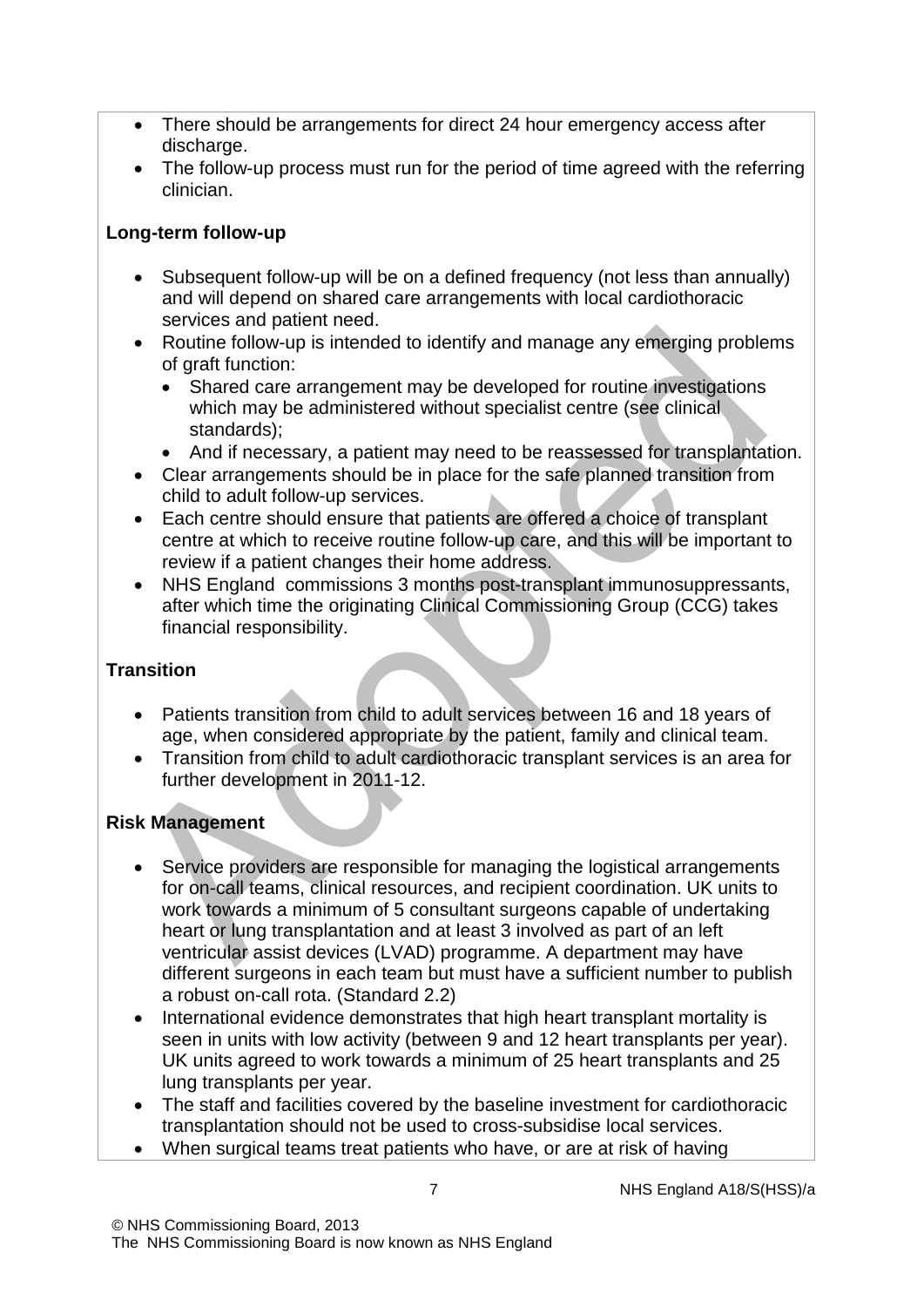- There should be arrangements for direct 24 hour emergency access after discharge.
- The follow-up process must run for the period of time agreed with the referring clinician.

**Long-term follow-up**

- Subsequent follow-up will be on a defined frequency (not less than annually) and will depend on shared care arrangements with local cardiothoracic services and patient need.
- Routine follow-up is intended to identify and manage any emerging problems of graft function:
  - Shared care arrangement may be developed for routine investigations which may be administered without specialist centre (see clinical standards);
  - And if necessary, a patient may need to be reassessed for transplantation.
- Clear arrangements should be in place for the safe planned transition from child to adult follow-up services.
- Each centre should ensure that patients are offered a choice of transplant centre at which to receive routine follow-up care, and this will be important to review if a patient changes their home address.
- NHS England commissions 3 months post-transplant immunosuppressants, after which time the originating Clinical Commissioning Group (CCG) takes financial responsibility.

**Transition**

- Patients transition from child to adult services between 16 and 18 years of age, when considered appropriate by the patient, family and clinical team.
- Transition from child to adult cardiothoracic transplant services is an area for further development in 2011-12.

**Risk Management**

- Service providers are responsible for managing the logistical arrangements for on-call teams, clinical resources, and recipient coordination. UK units to work towards a minimum of 5 consultant surgeons capable of undertaking heart or lung transplantation and at least 3 involved as part of an left ventricular assist devices (LVAD) programme. A department may have different surgeons in each team but must have a sufficient number to publish a robust on-call rota. (Standard 2.2)
- International evidence demonstrates that high heart transplant mortality is seen in units with low activity (between 9 and 12 heart transplants per year). UK units agreed to work towards a minimum of 25 heart transplants and 25 lung transplants per year.
- The staff and facilities covered by the baseline investment for cardiothoracic transplantation should not be used to cross-subsidise local services.
- When surgical teams treat patients who have, or are at risk of having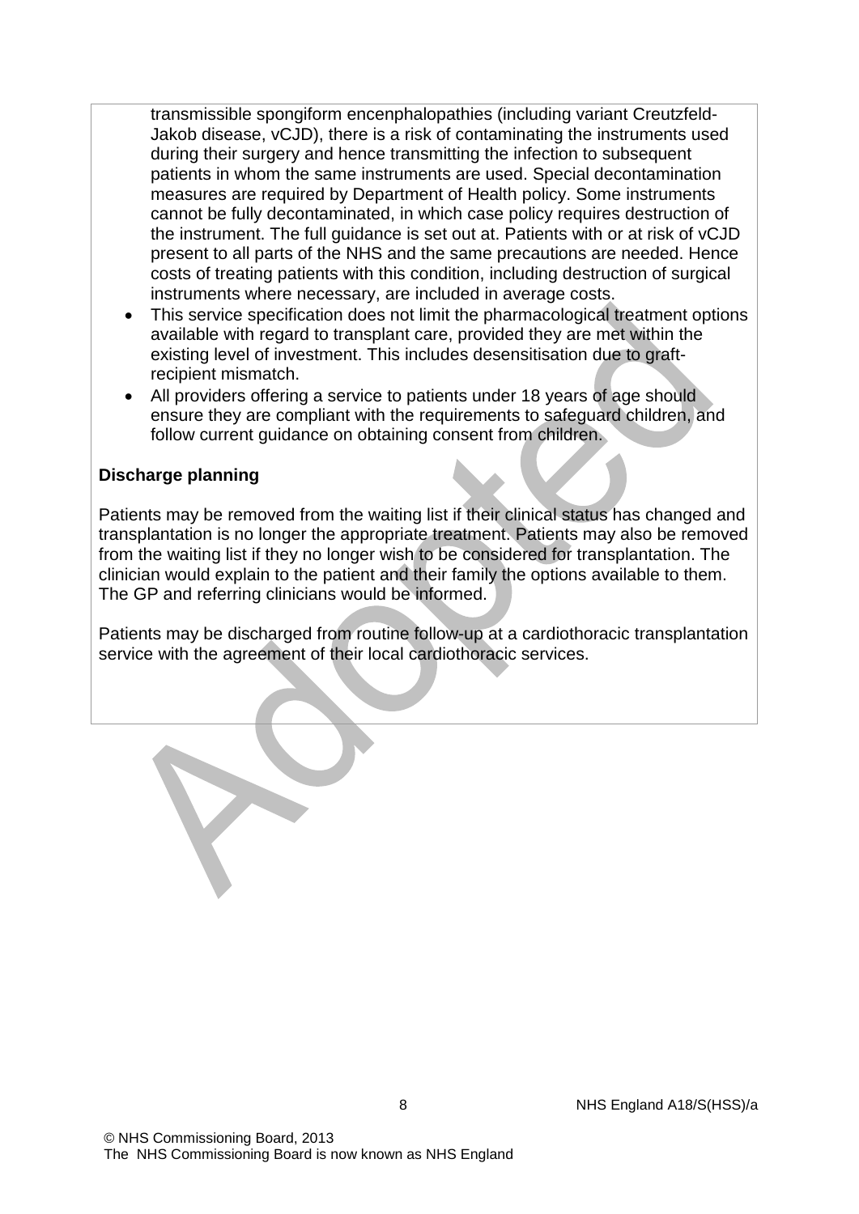transmissible spongiform encenphalopathies (including variant Creutzfeld-Jakob disease, vCJD), there is a risk of contaminating the instruments used during their surgery and hence transmitting the infection to subsequent patients in whom the same instruments are used. Special decontamination measures are required by Department of Health policy. Some instruments cannot be fully decontaminated, in which case policy requires destruction of the instrument. The full guidance is set out at. Patients with or at risk of vCJD present to all parts of the NHS and the same precautions are needed. Hence costs of treating patients with this condition, including destruction of surgical instruments where necessary, are included in average costs.

- This service specification does not limit the pharmacological treatment options available with regard to transplant care, provided they are met within the existing level of investment. This includes desensitisation due to graft-recipient mismatch.
- All providers offering a service to patients under 18 years of age should ensure they are compliant with the requirements to safeguard children, and follow current guidance on obtaining consent from children.

**Discharge planning**

Patients may be removed from the waiting list if their clinical status has changed and transplantation is no longer the appropriate treatment. Patients may also be removed from the waiting list if they no longer wish to be considered for transplantation. The clinician would explain to the patient and their family the options available to them. The GP and referring clinicians would be informed.

Patients may be discharged from routine follow-up at a cardiothoracic transplantation service with the agreement of their local cardiothoracic services.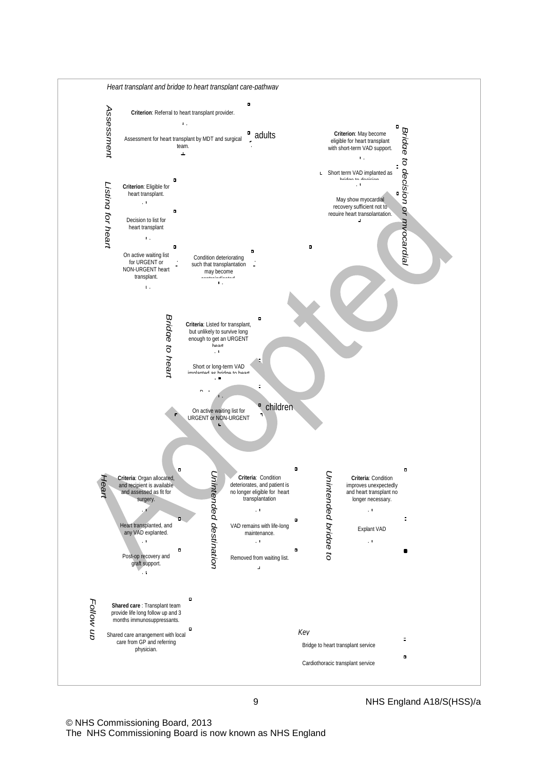*Heart transplant and bridge to heart transplant care-pathway*

*Assessment*

**Criterion**: Referral to heart transplant provider.

Assessment for heart transplant by MDT and surgical team.

adults

*Bridge to decision or myocardial*

**Criterion**: May become eligible for heart transplant with short-term VAD support.

Short term VAD implanted as bridge to decision

May show myocardial recovery sufficient not to require heart transplantation.

*Listing for heart*

**Criterion**: Eligible for heart transplant.

Decision to list for heart transplant

On active waiting list for URGENT or NON-URGENT heart transplant.

Condition deteriorating such that transplantation may become contraindicated

*Bridge to heart*

**Criteria**: Listed for transplant, but unlikely to survive long enough to get an URGENT heart

Short or long-term VAD implanted as bridge to heart

children

On active waiting list for URGENT or NON-URGENT

*Heart*

**Criteria**: Organ allocated, and recipient is available and assessed as fit for surgery.

Heart transplanted, and any VAD explanted.

Post-op recovery and graft support.

*Unintended destination*

**Criteria**: Condition deteriorates, and patient is no longer eligible for heart transplantation

VAD remains with life-long maintenance.

Removed from waiting list.

*Unintended bridge to*

**Criteria**: Condition improves unexpectedly and heart transplant no longer necessary.

Explant VAD

*Follow up*

**Shared care** : Transplant team provide life long follow up and 3 months immunosuppressants.

Shared care arrangement with local care from GP and referring physician.

*Key*

Bridge to heart transplant service

Cardiothoracic transplant service

Adopted

NHS England A18/S(HSS)/a

© NHS Commissioning Board, 2013
The NHS Commissioning Board is now known as NHS England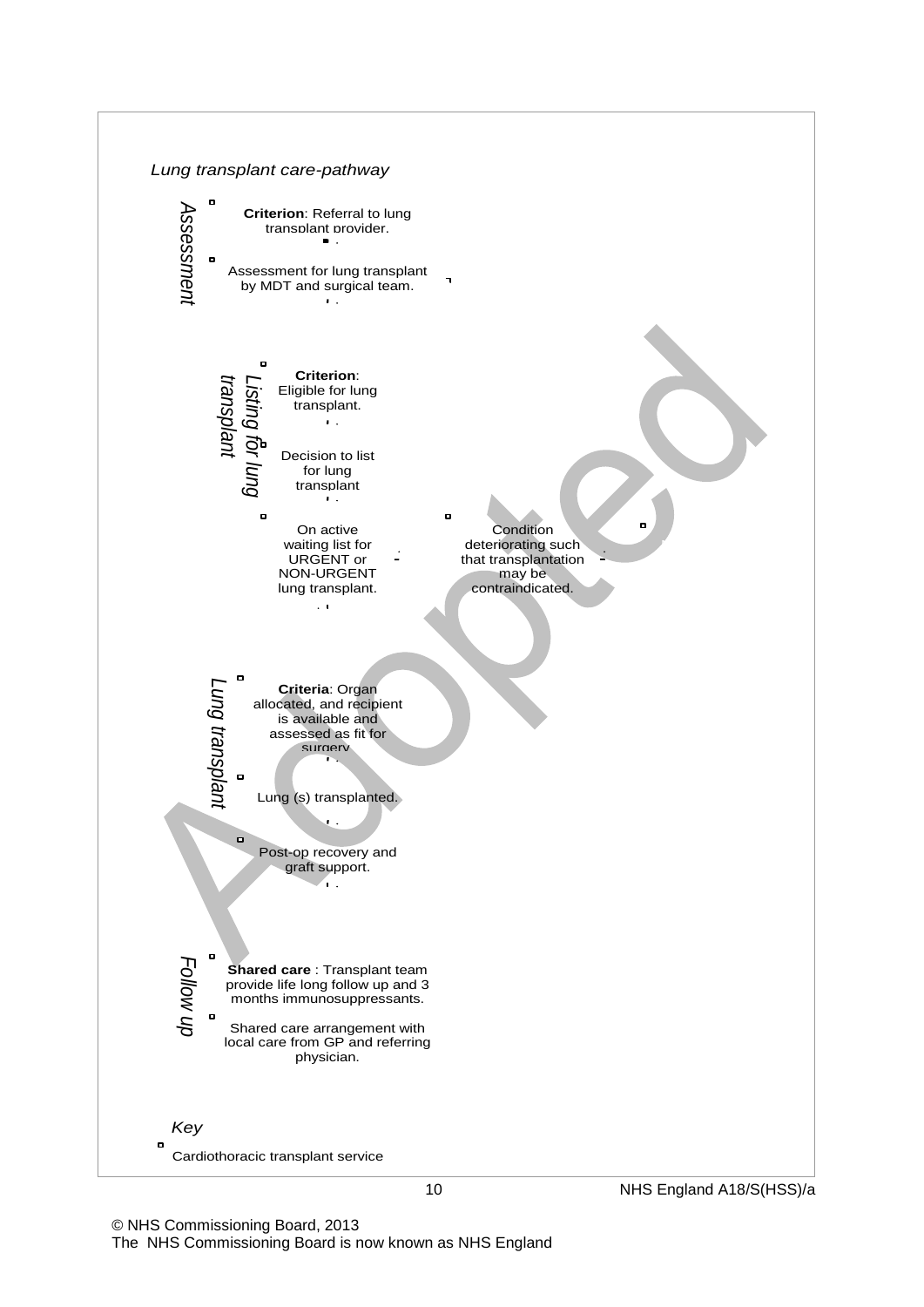*Lung transplant care-pathway*

*Assessment*

**Criterion**: Referral to lung transplant provider.

Assessment for lung transplant by MDT and surgical team.

*Listing for lung transplant*

**Criterion**: Eligible for lung transplant.

Decision to list for lung transplant

On active waiting list for URGENT or NON-URGENT lung transplant.

Condition deteriorating such that transplantation may be contraindicated.

*Lung transplant*

**Criteria**: Organ allocated, and recipient is available and assessed as fit for surgery

Lung (s) transplanted.

Post-op recovery and graft support.

*Follow up*

**Shared care** : Transplant team provide life long follow up and 3 months immunosuppressants.

Shared care arrangement with local care from GP and referring physician.

*Key*

Cardiothoracic transplant service

Adopted

© NHS Commissioning Board, 2013
The NHS Commissioning Board is now known as NHS England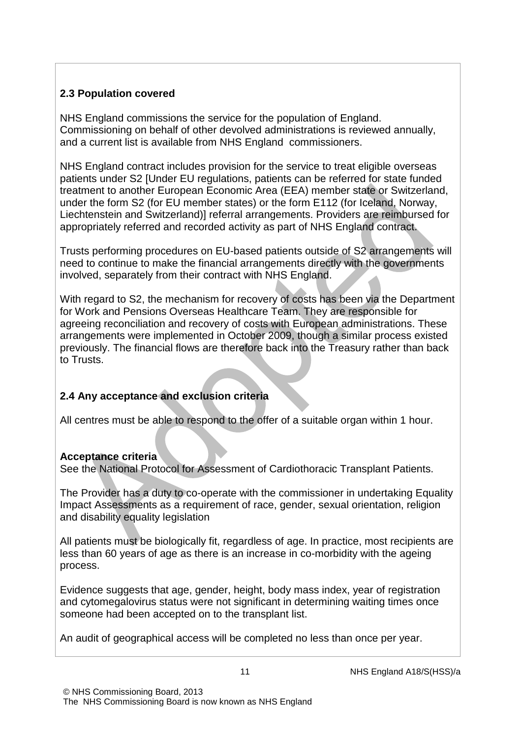### 2.3 Population covered

NHS England commissions the service for the population of England. Commissioning on behalf of other devolved administrations is reviewed annually, and a current list is available from NHS England commissioners.

NHS England contract includes provision for the service to treat eligible overseas patients under S2 [Under EU regulations, patients can be referred for state funded treatment to another European Economic Area (EEA) member state or Switzerland, under the form S2 (for EU member states) or the form E112 (for Iceland, Norway, Liechtenstein and Switzerland)] referral arrangements. Providers are reimbursed for appropriately referred and recorded activity as part of NHS England contract.

Trusts performing procedures on EU-based patients outside of S2 arrangements will need to continue to make the financial arrangements directly with the governments involved, separately from their contract with NHS England.

With regard to S2, the mechanism for recovery of costs has been via the Department for Work and Pensions Overseas Healthcare Team. They are responsible for agreeing reconciliation and recovery of costs with European administrations. These arrangements were implemented in October 2009, though a similar process existed previously. The financial flows are therefore back into the Treasury rather than back to Trusts.

### 2.4 Any acceptance and exclusion criteria

All centres must be able to respond to the offer of a suitable organ within 1 hour.

**Acceptance criteria**
See the National Protocol for Assessment of Cardiothoracic Transplant Patients.

The Provider has a duty to co-operate with the commissioner in undertaking Equality Impact Assessments as a requirement of race, gender, sexual orientation, religion and disability equality legislation

All patients must be biologically fit, regardless of age. In practice, most recipients are less than 60 years of age as there is an increase in co-morbidity with the ageing process.

Evidence suggests that age, gender, height, body mass index, year of registration and cytomegalovirus status were not significant in determining waiting times once someone had been accepted on to the transplant list.

An audit of geographical access will be completed no less than once per year.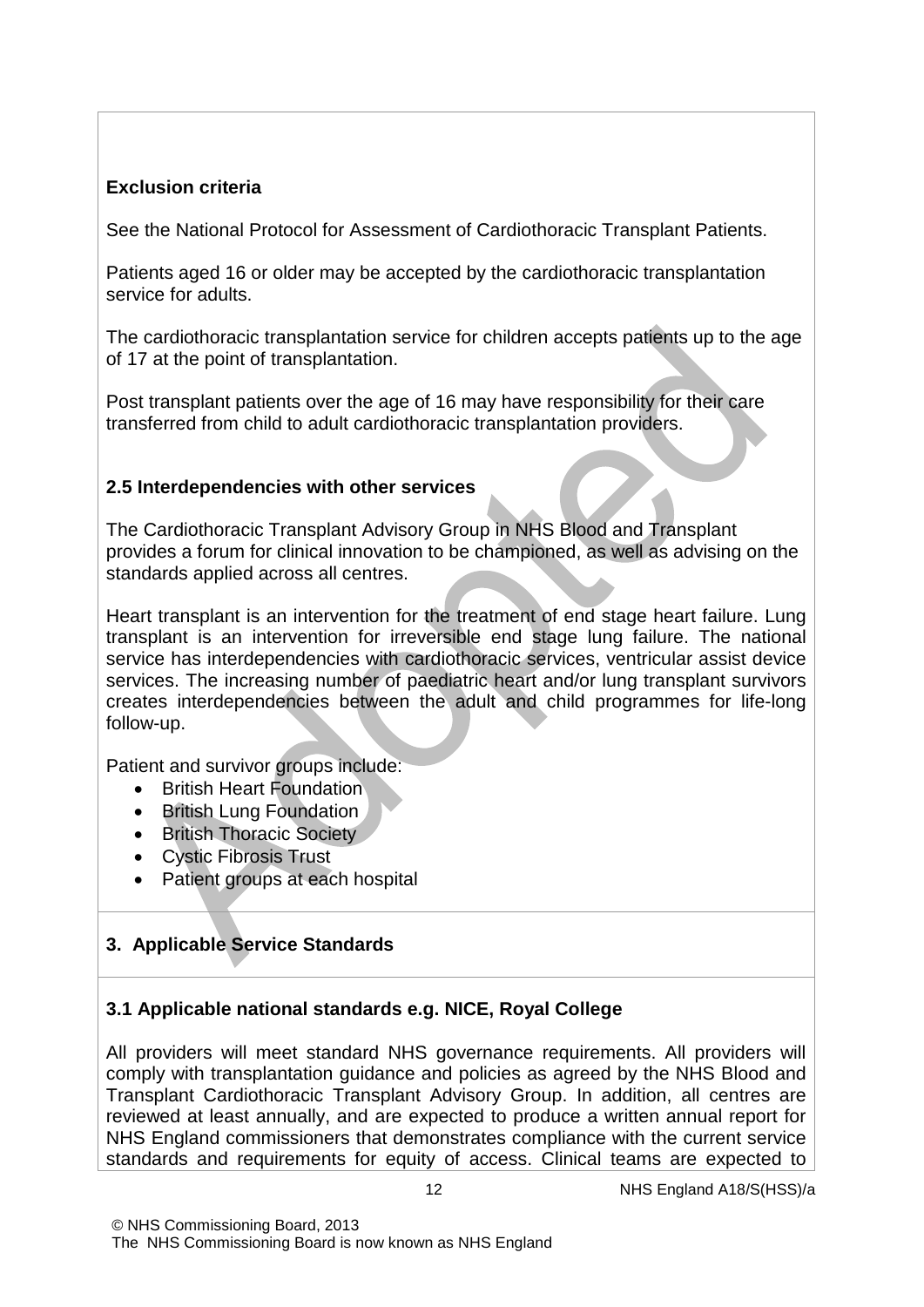**Exclusion criteria**

See the National Protocol for Assessment of Cardiothoracic Transplant Patients.

Patients aged 16 or older may be accepted by the cardiothoracic transplantation service for adults.

The cardiothoracic transplantation service for children accepts patients up to the age of 17 at the point of transplantation.

Post transplant patients over the age of 16 may have responsibility for their care transferred from child to adult cardiothoracic transplantation providers.

### 2.5 Interdependencies with other services

The Cardiothoracic Transplant Advisory Group in NHS Blood and Transplant provides a forum for clinical innovation to be championed, as well as advising on the standards applied across all centres.

Heart transplant is an intervention for the treatment of end stage heart failure. Lung transplant is an intervention for irreversible end stage lung failure. The national service has interdependencies with cardiothoracic services, ventricular assist device services. The increasing number of paediatric heart and/or lung transplant survivors creates interdependencies between the adult and child programmes for life-long follow-up.

Patient and survivor groups include:

- British Heart Foundation
- British Lung Foundation
- British Thoracic Society
- Cystic Fibrosis Trust
- Patient groups at each hospital

## 3. Applicable Service Standards

### 3.1 Applicable national standards e.g. NICE, Royal College

All providers will meet standard NHS governance requirements. All providers will comply with transplantation guidance and policies as agreed by the NHS Blood and Transplant Cardiothoracic Transplant Advisory Group. In addition, all centres are reviewed at least annually, and are expected to produce a written annual report for NHS England commissioners that demonstrates compliance with the current service standards and requirements for equity of access. Clinical teams are expected to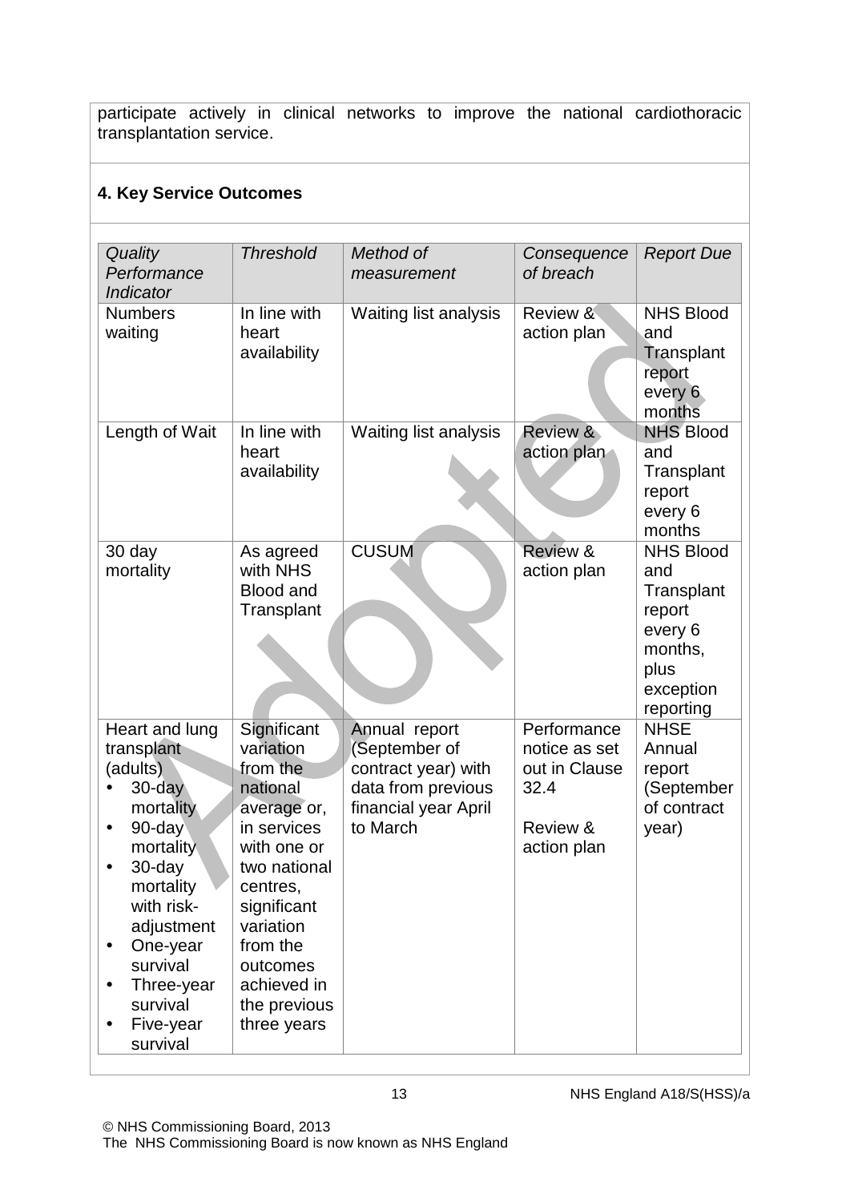participate actively in clinical networks to improve the national cardiothoracic transplantation service.

## 4. Key Service Outcomes

| *Quality Performance Indicator* | *Threshold* | *Method of measurement* | *Consequence of breach* | *Report Due* |
|---|---|---|---|---|
| Numbers waiting | In line with heart availability | Waiting list analysis | Review & action plan | NHS Blood and Transplant report every 6 months |
| Length of Wait | In line with heart availability | Waiting list analysis | Review & action plan | NHS Blood and Transplant report every 6 months |
| 30 day mortality | As agreed with NHS Blood and Transplant | CUSUM | Review & action plan | NHS Blood and Transplant report every 6 months, plus exception reporting |
| Heart and lung transplant (adults)<br>• 30-day mortality<br>• 90-day mortality<br>• 30-day mortality with risk-adjustment<br>• One-year survival<br>• Three-year survival<br>• Five-year survival | Significant variation from the national average or, in services with one or two national centres, significant variation from the outcomes achieved in the previous three years | Annual report (September of contract year) with data from previous financial year April to March | Performance notice as set out in Clause 32.4<br><br>Review & action plan | NHSE Annual report (September of contract year) |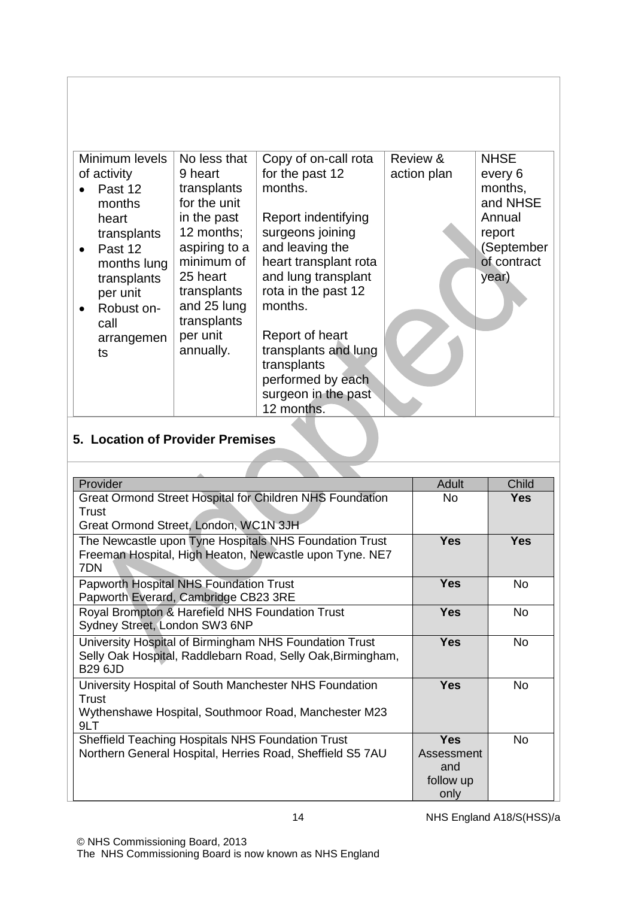| Minimum levels of activity<br>• Past 12 months heart transplants<br>• Past 12 months lung transplants per unit<br>• Robust on-call arrangements | No less that 9 heart transplants for the unit in the past 12 months; aspiring to a minimum of 25 heart transplants and 25 lung transplants per unit annually. | Copy of on-call rota for the past 12 months.<br><br>Report indentifying surgeons joining and leaving the heart transplant rota and lung transplant rota in the past 12 months.<br><br>Report of heart transplants and lung transplants performed by each surgeon in the past 12 months. | Review & action plan | NHSE every 6 months, and NHSE Annual report (September of contract year) |
|---|---|---|---|---|

## 5. Location of Provider Premises

| Provider | Adult | Child |
|---|---|---|
| Great Ormond Street Hospital for Children NHS Foundation Trust<br>Great Ormond Street, London, WC1N 3JH | No | **Yes** |
| The Newcastle upon Tyne Hospitals NHS Foundation Trust<br>Freeman Hospital, High Heaton, Newcastle upon Tyne. NE7 7DN | **Yes** | **Yes** |
| Papworth Hospital NHS Foundation Trust<br>Papworth Everard, Cambridge CB23 3RE | **Yes** | No |
| Royal Brompton & Harefield NHS Foundation Trust<br>Sydney Street, London SW3 6NP | **Yes** | No |
| University Hospital of Birmingham NHS Foundation Trust<br>Selly Oak Hospital, Raddlebarn Road, Selly Oak,Birmingham, B29 6JD | **Yes** | No |
| University Hospital of South Manchester NHS Foundation Trust<br>Wythenshawe Hospital, Southmoor Road, Manchester M23 9LT | **Yes** | No |
| Sheffield Teaching Hospitals NHS Foundation Trust<br>Northern General Hospital, Herries Road, Sheffield S5 7AU | **Yes** Assessment and follow up only | No |

NHS England A18/S(HSS)/a

© NHS Commissioning Board, 2013
The NHS Commissioning Board is now known as NHS England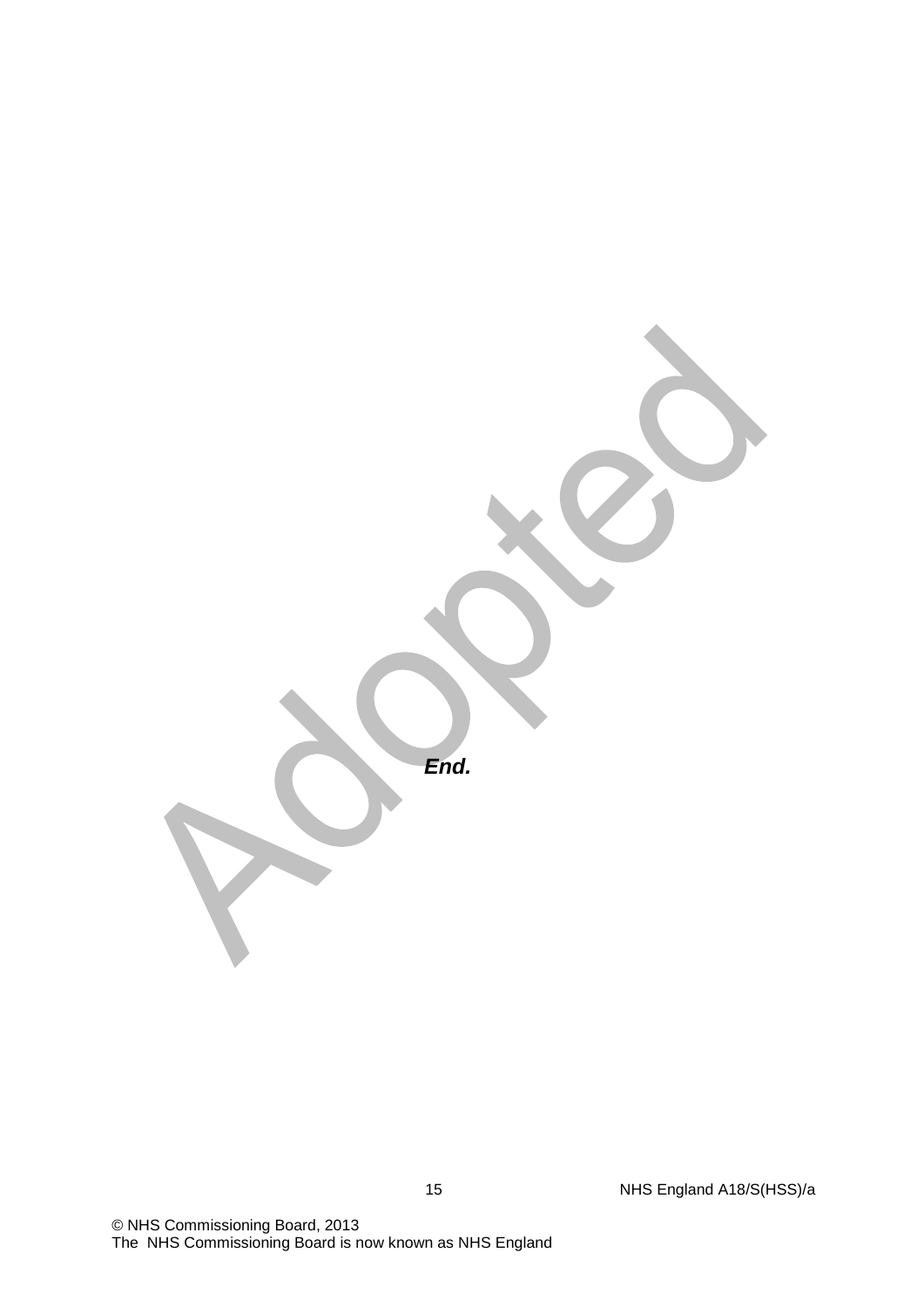***End.***

© NHS Commissioning Board, 2013
The NHS Commissioning Board is now known as NHS England